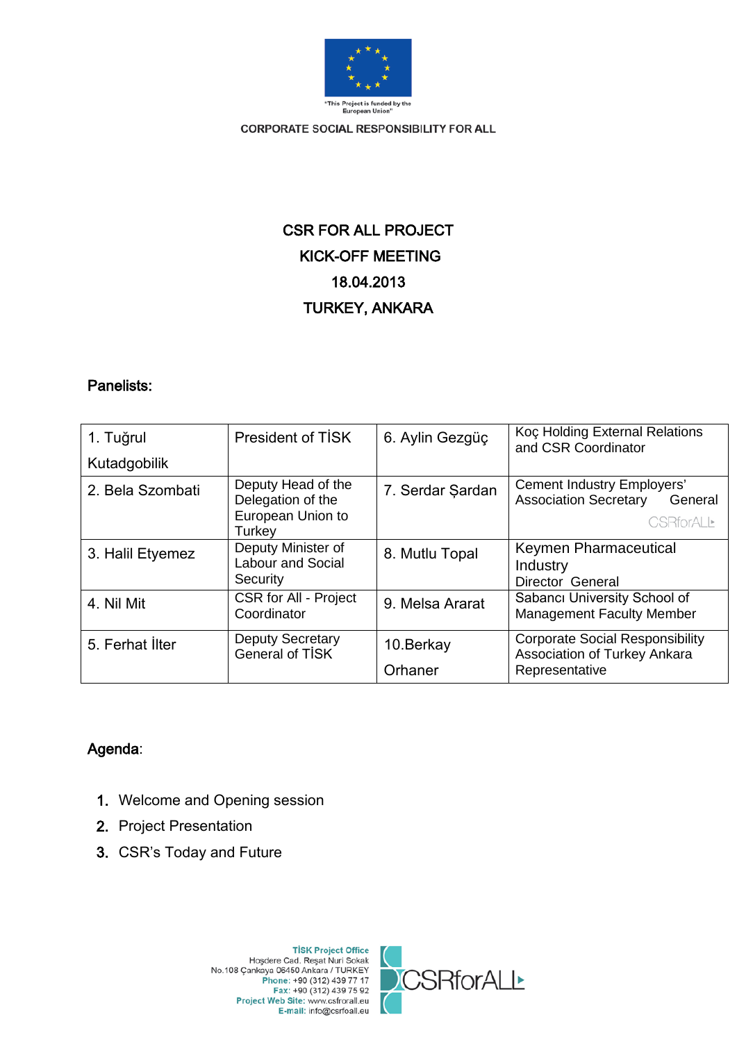"This Project is funded by the European Union"

CORPORATE SOCIAL RESPONSIBILITY FOR ALL

# CSR FOR ALL PROJECT
# KICK-OFF MEETING
# 18.04.2013
# TURKEY, ANKARA

**Panelists:**

| | | | |
|---|---|---|---|
| 1. Tuğrul Kutadgobilik | President of TİSK | 6. Aylin Gezgüç | Koç Holding External Relations and CSR Coordinator |
| 2. Bela Szombati | Deputy Head of the Delegation of the European Union to Turkey | 7. Serdar Şardan | Cement Industry Employers' Association Secretary General |
| 3. Halil Etyemez | Deputy Minister of Labour and Social Security | 8. Mutlu Topal | Keymen Pharmaceutical Industry Director General |
| 4. Nil Mit | CSR for All - Project Coordinator | 9. Melsa Ararat | Sabancı University School of Management Faculty Member |
| 5. Ferhat İlter | Deputy Secretary General of TİSK | 10.Berkay Orhaner | Corporate Social Responsibility Association of Turkey Ankara Representative |

**Agenda**:

1. Welcome and Opening session
2. Project Presentation
3. CSR's Today and Future

TİSK Project Office
Hoşdere Cad. Reşat Nuri Sokak
No.108 Çankaya 06450 Ankara / TURKEY
Phone: +90 (312) 439 77 17
Fax: +90 (312) 439 75 92
Project Web Site: www.csfrorall.eu
E-mail: info@csrfoall.eu

CSRforALL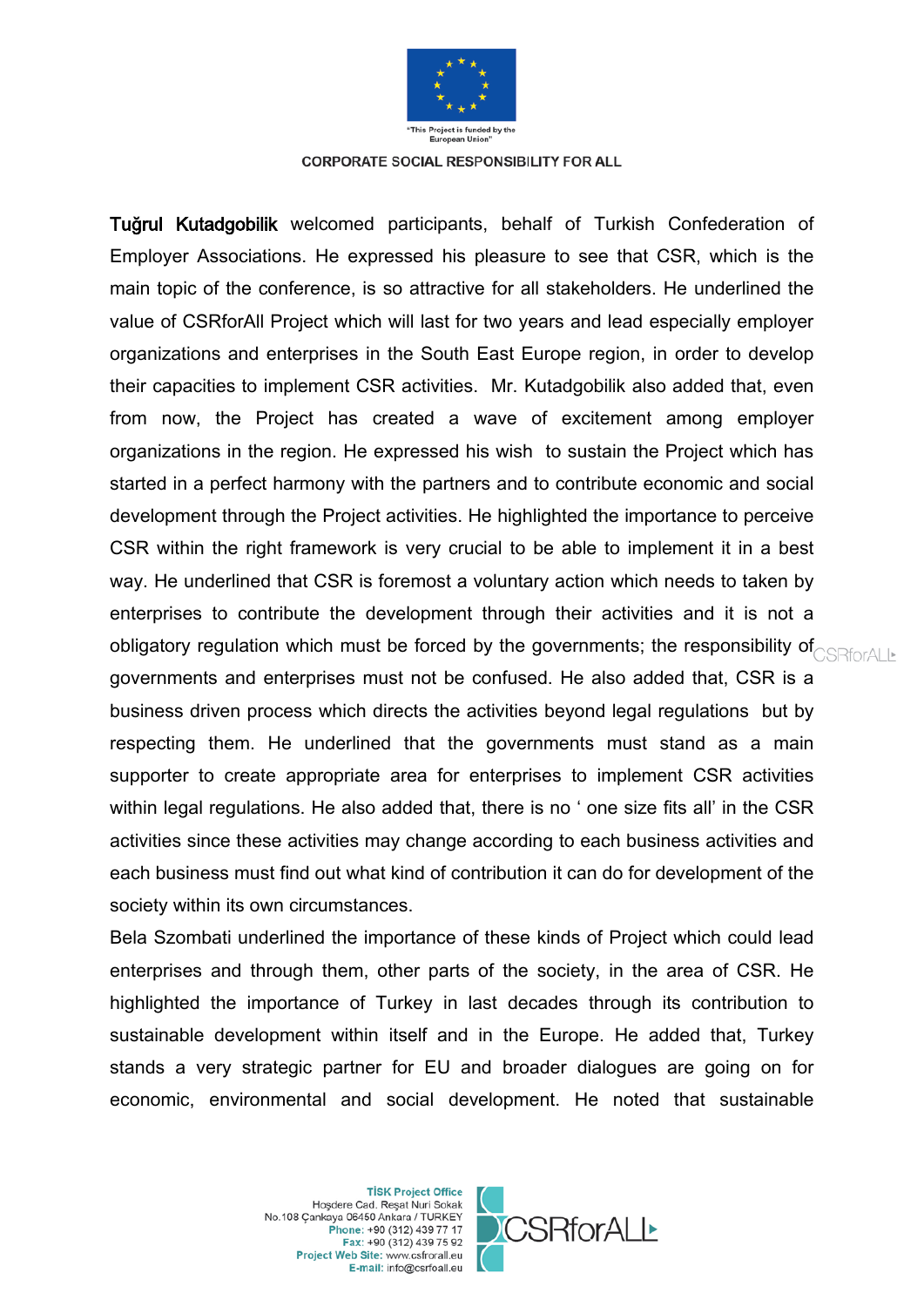**Tuğrul Kutadgobilik** welcomed participants, behalf of Turkish Confederation of Employer Associations. He expressed his pleasure to see that CSR, which is the main topic of the conference, is so attractive for all stakeholders. He underlined the value of CSRforAll Project which will last for two years and lead especially employer organizations and enterprises in the South East Europe region, in order to develop their capacities to implement CSR activities. Mr. Kutadgobilik also added that, even from now, the Project has created a wave of excitement among employer organizations in the region. He expressed his wish to sustain the Project which has started in a perfect harmony with the partners and to contribute economic and social development through the Project activities. He highlighted the importance to perceive CSR within the right framework is very crucial to be able to implement it in a best way. He underlined that CSR is foremost a voluntary action which needs to taken by enterprises to contribute the development through their activities and it is not a obligatory regulation which must be forced by the governments; the responsibility of governments and enterprises must not be confused. He also added that, CSR is a business driven process which directs the activities beyond legal regulations but by respecting them. He underlined that the governments must stand as a main supporter to create appropriate area for enterprises to implement CSR activities within legal regulations. He also added that, there is no ' one size fits all' in the CSR activities since these activities may change according to each business activities and each business must find out what kind of contribution it can do for development of the society within its own circumstances.

Bela Szombati underlined the importance of these kinds of Project which could lead enterprises and through them, other parts of the society, in the area of CSR. He highlighted the importance of Turkey in last decades through its contribution to sustainable development within itself and in the Europe. He added that, Turkey stands a very strategic partner for EU and broader dialogues are going on for economic, environmental and social development. He noted that sustainable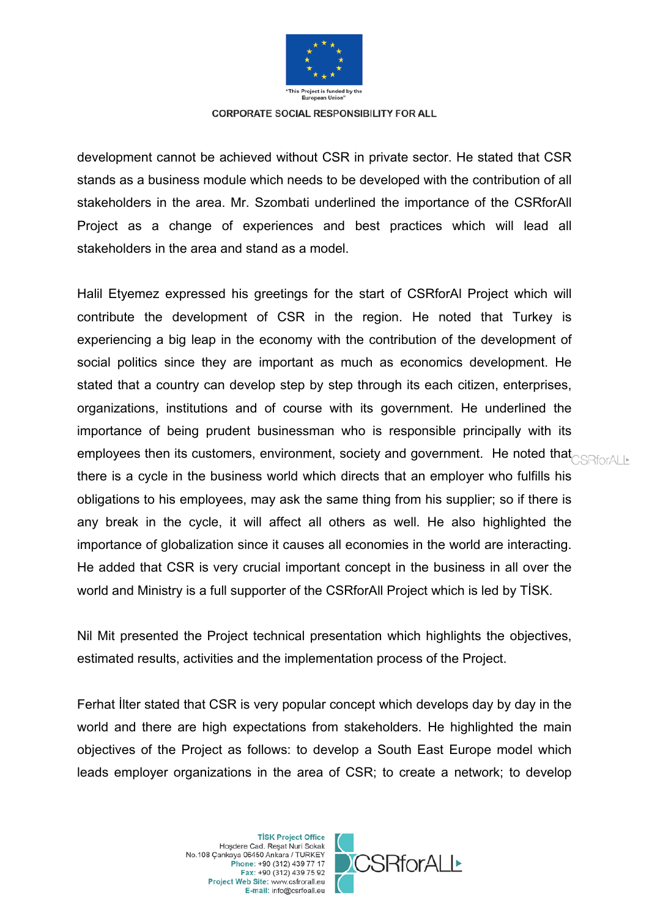development cannot be achieved without CSR in private sector. He stated that CSR stands as a business module which needs to be developed with the contribution of all stakeholders in the area. Mr. Szombati underlined the importance of the CSRforAll Project as a change of experiences and best practices which will lead all stakeholders in the area and stand as a model.

Halil Etyemez expressed his greetings for the start of CSRforAl Project which will contribute the development of CSR in the region. He noted that Turkey is experiencing a big leap in the economy with the contribution of the development of social politics since they are important as much as economics development. He stated that a country can develop step by step through its each citizen, enterprises, organizations, institutions and of course with its government. He underlined the importance of being prudent businessman who is responsible principally with its employees then its customers, environment, society and government. He noted that there is a cycle in the business world which directs that an employer who fulfills his obligations to his employees, may ask the same thing from his supplier; so if there is any break in the cycle, it will affect all others as well. He also highlighted the importance of globalization since it causes all economies in the world are interacting. He added that CSR is very crucial important concept in the business in all over the world and Ministry is a full supporter of the CSRforAll Project which is led by TİSK.

Nil Mit presented the Project technical presentation which highlights the objectives, estimated results, activities and the implementation process of the Project.

Ferhat İlter stated that CSR is very popular concept which develops day by day in the world and there are high expectations from stakeholders. He highlighted the main objectives of the Project as follows: to develop a South East Europe model which leads employer organizations in the area of CSR; to create a network; to develop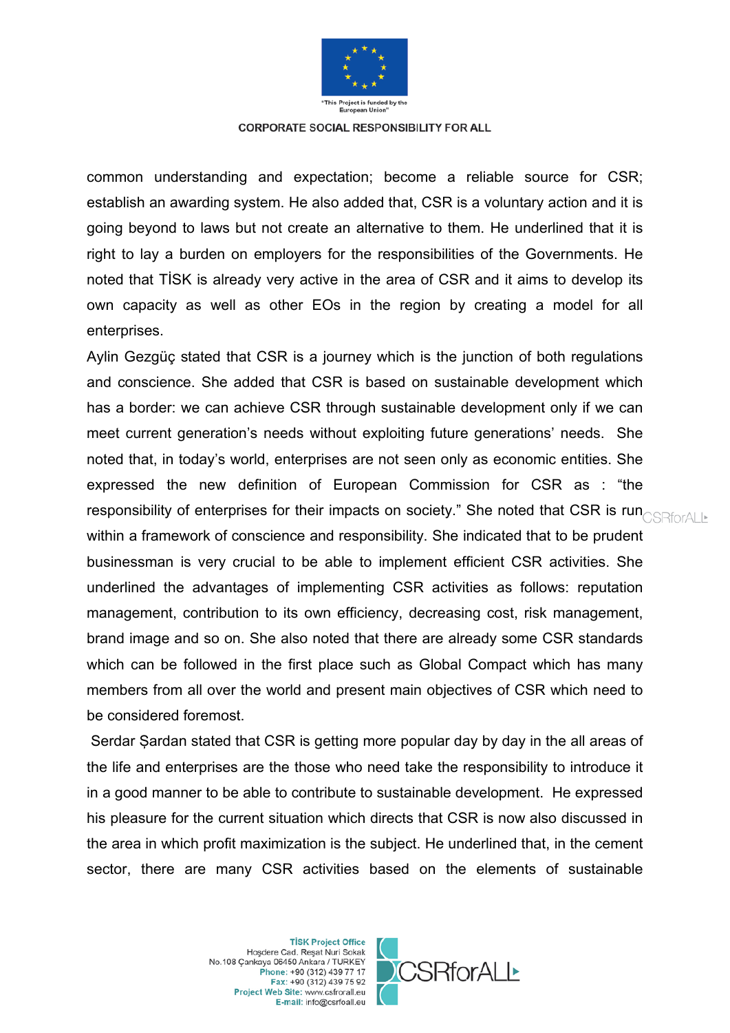common understanding and expectation; become a reliable source for CSR; establish an awarding system. He also added that, CSR is a voluntary action and it is going beyond to laws but not create an alternative to them. He underlined that it is right to lay a burden on employers for the responsibilities of the Governments. He noted that TİSK is already very active in the area of CSR and it aims to develop its own capacity as well as other EOs in the region by creating a model for all enterprises.

Aylin Gezgüç stated that CSR is a journey which is the junction of both regulations and conscience. She added that CSR is based on sustainable development which has a border: we can achieve CSR through sustainable development only if we can meet current generation's needs without exploiting future generations' needs. She noted that, in today's world, enterprises are not seen only as economic entities. She expressed the new definition of European Commission for CSR as : "the responsibility of enterprises for their impacts on society." She noted that CSR is run within a framework of conscience and responsibility. She indicated that to be prudent businessman is very crucial to be able to implement efficient CSR activities. She underlined the advantages of implementing CSR activities as follows: reputation management, contribution to its own efficiency, decreasing cost, risk management, brand image and so on. She also noted that there are already some CSR standards which can be followed in the first place such as Global Compact which has many members from all over the world and present main objectives of CSR which need to be considered foremost.

Serdar Şardan stated that CSR is getting more popular day by day in the all areas of the life and enterprises are the those who need take the responsibility to introduce it in a good manner to be able to contribute to sustainable development. He expressed his pleasure for the current situation which directs that CSR is now also discussed in the area in which profit maximization is the subject. He underlined that, in the cement sector, there are many CSR activities based on the elements of sustainable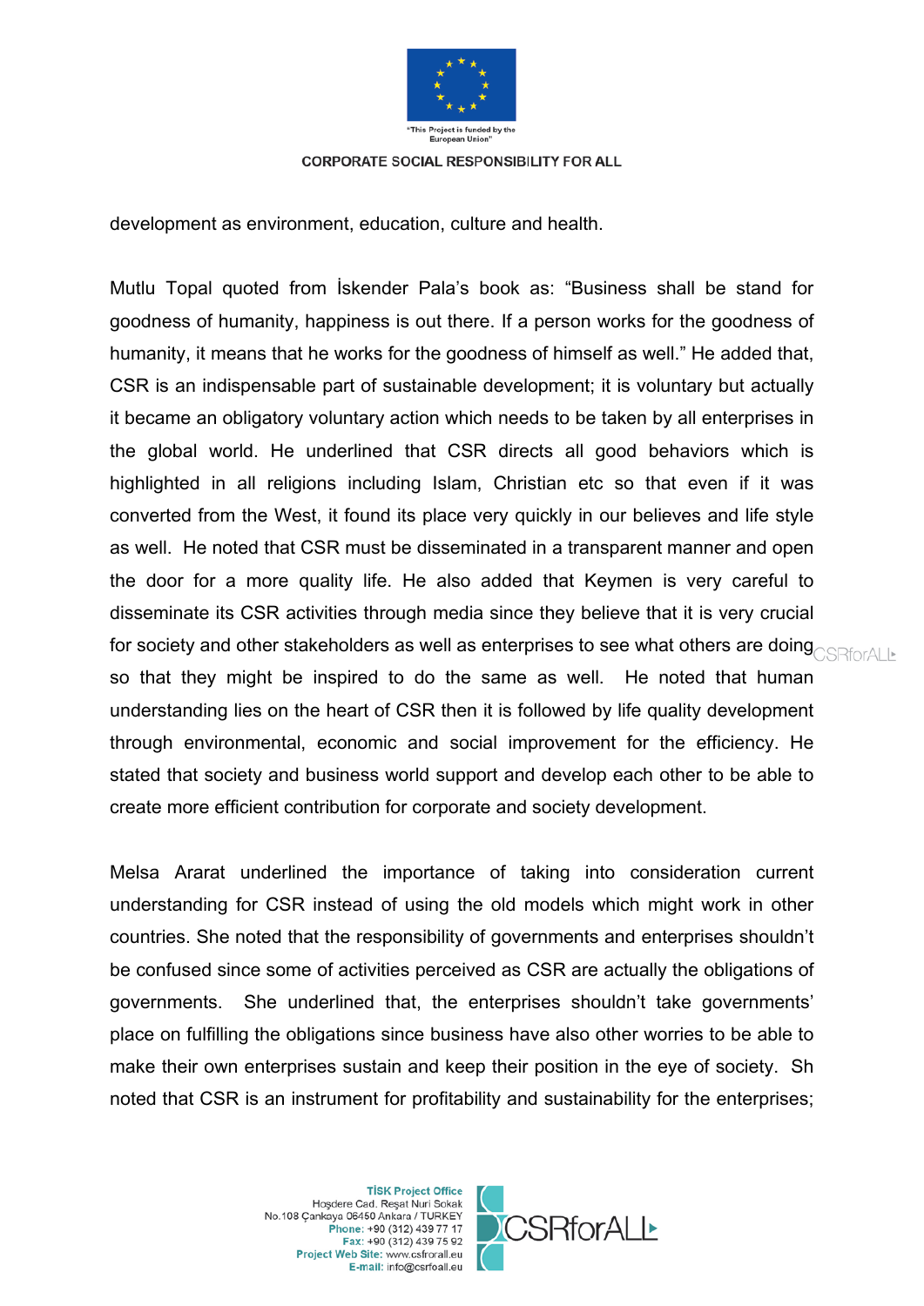development as environment, education, culture and health.

Mutlu Topal quoted from İskender Pala's book as: "Business shall be stand for goodness of humanity, happiness is out there. If a person works for the goodness of humanity, it means that he works for the goodness of himself as well." He added that, CSR is an indispensable part of sustainable development; it is voluntary but actually it became an obligatory voluntary action which needs to be taken by all enterprises in the global world. He underlined that CSR directs all good behaviors which is highlighted in all religions including Islam, Christian etc so that even if it was converted from the West, it found its place very quickly in our believes and life style as well. He noted that CSR must be disseminated in a transparent manner and open the door for a more quality life. He also added that Keymen is very careful to disseminate its CSR activities through media since they believe that it is very crucial for society and other stakeholders as well as enterprises to see what others are doing so that they might be inspired to do the same as well. He noted that human understanding lies on the heart of CSR then it is followed by life quality development through environmental, economic and social improvement for the efficiency. He stated that society and business world support and develop each other to be able to create more efficient contribution for corporate and society development.

Melsa Ararat underlined the importance of taking into consideration current understanding for CSR instead of using the old models which might work in other countries. She noted that the responsibility of governments and enterprises shouldn't be confused since some of activities perceived as CSR are actually the obligations of governments. She underlined that, the enterprises shouldn't take governments' place on fulfilling the obligations since business have also other worries to be able to make their own enterprises sustain and keep their position in the eye of society. Sh noted that CSR is an instrument for profitability and sustainability for the enterprises;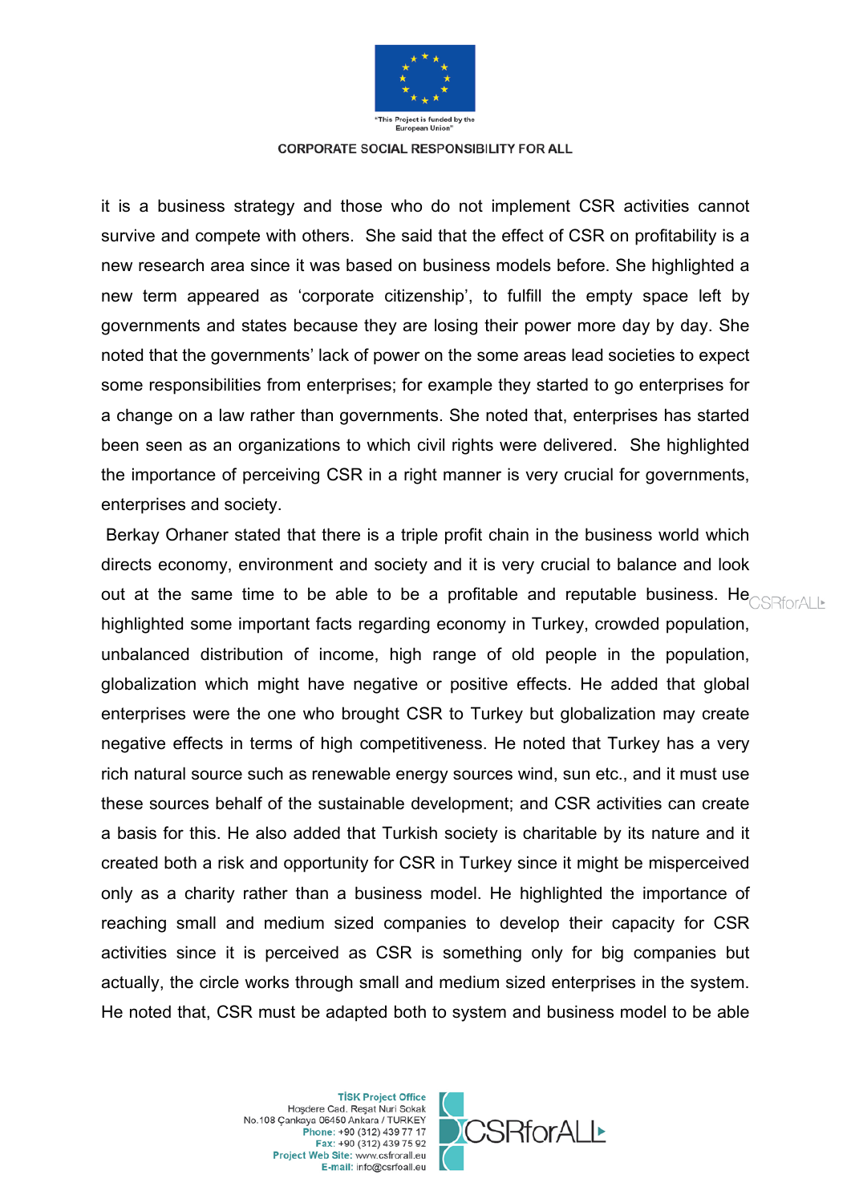it is a business strategy and those who do not implement CSR activities cannot survive and compete with others. She said that the effect of CSR on profitability is a new research area since it was based on business models before. She highlighted a new term appeared as 'corporate citizenship', to fulfill the empty space left by governments and states because they are losing their power more day by day. She noted that the governments' lack of power on the some areas lead societies to expect some responsibilities from enterprises; for example they started to go enterprises for a change on a law rather than governments. She noted that, enterprises has started been seen as an organizations to which civil rights were delivered. She highlighted the importance of perceiving CSR in a right manner is very crucial for governments, enterprises and society.

Berkay Orhaner stated that there is a triple profit chain in the business world which directs economy, environment and society and it is very crucial to balance and look out at the same time to be able to be a profitable and reputable business. He highlighted some important facts regarding economy in Turkey, crowded population, unbalanced distribution of income, high range of old people in the population, globalization which might have negative or positive effects. He added that global enterprises were the one who brought CSR to Turkey but globalization may create negative effects in terms of high competitiveness. He noted that Turkey has a very rich natural source such as renewable energy sources wind, sun etc., and it must use these sources behalf of the sustainable development; and CSR activities can create a basis for this. He also added that Turkish society is charitable by its nature and it created both a risk and opportunity for CSR in Turkey since it might be misperceived only as a charity rather than a business model. He highlighted the importance of reaching small and medium sized companies to develop their capacity for CSR activities since it is perceived as CSR is something only for big companies but actually, the circle works through small and medium sized enterprises in the system. He noted that, CSR must be adapted both to system and business model to be able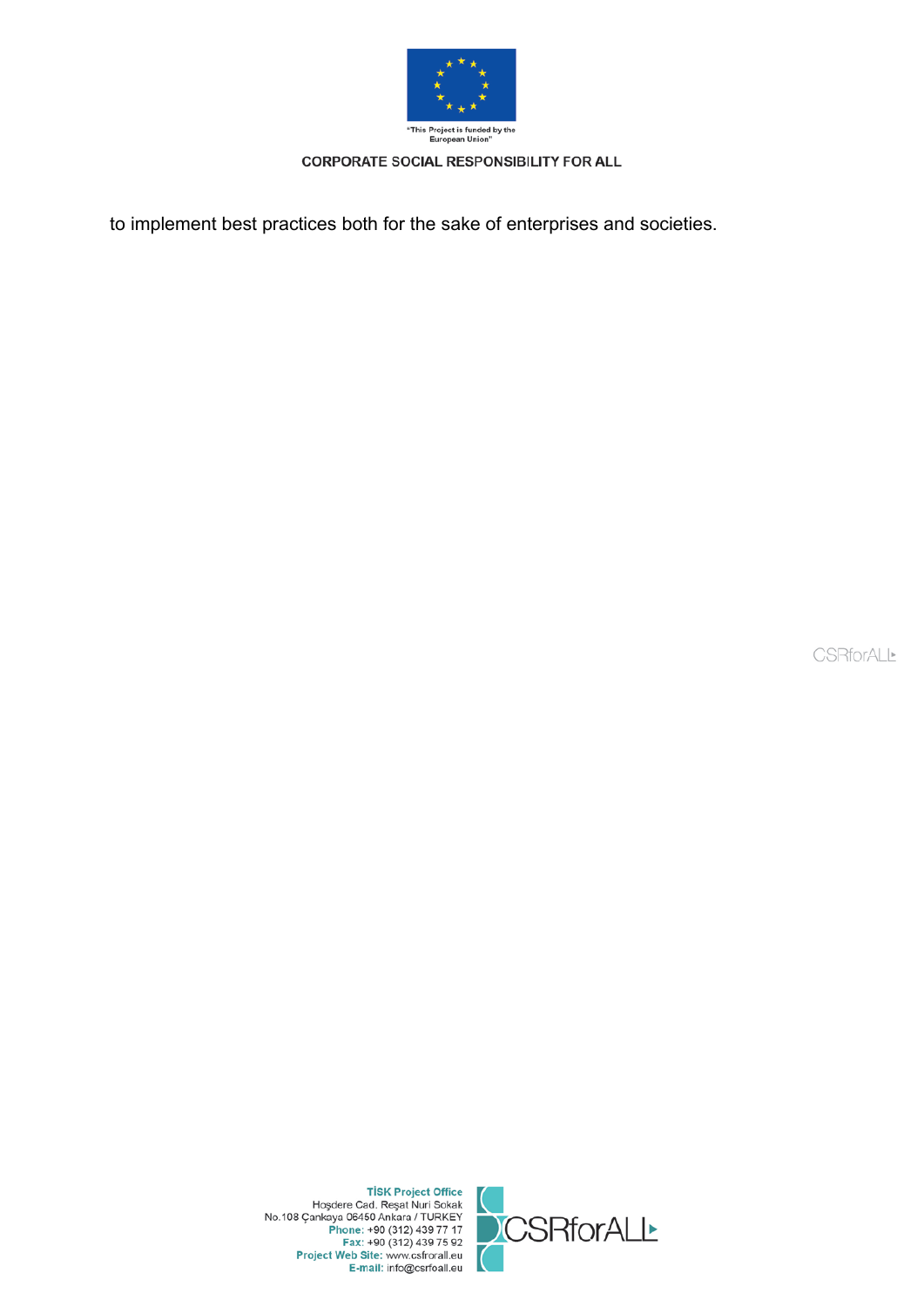to implement best practices both for the sake of enterprises and societies.